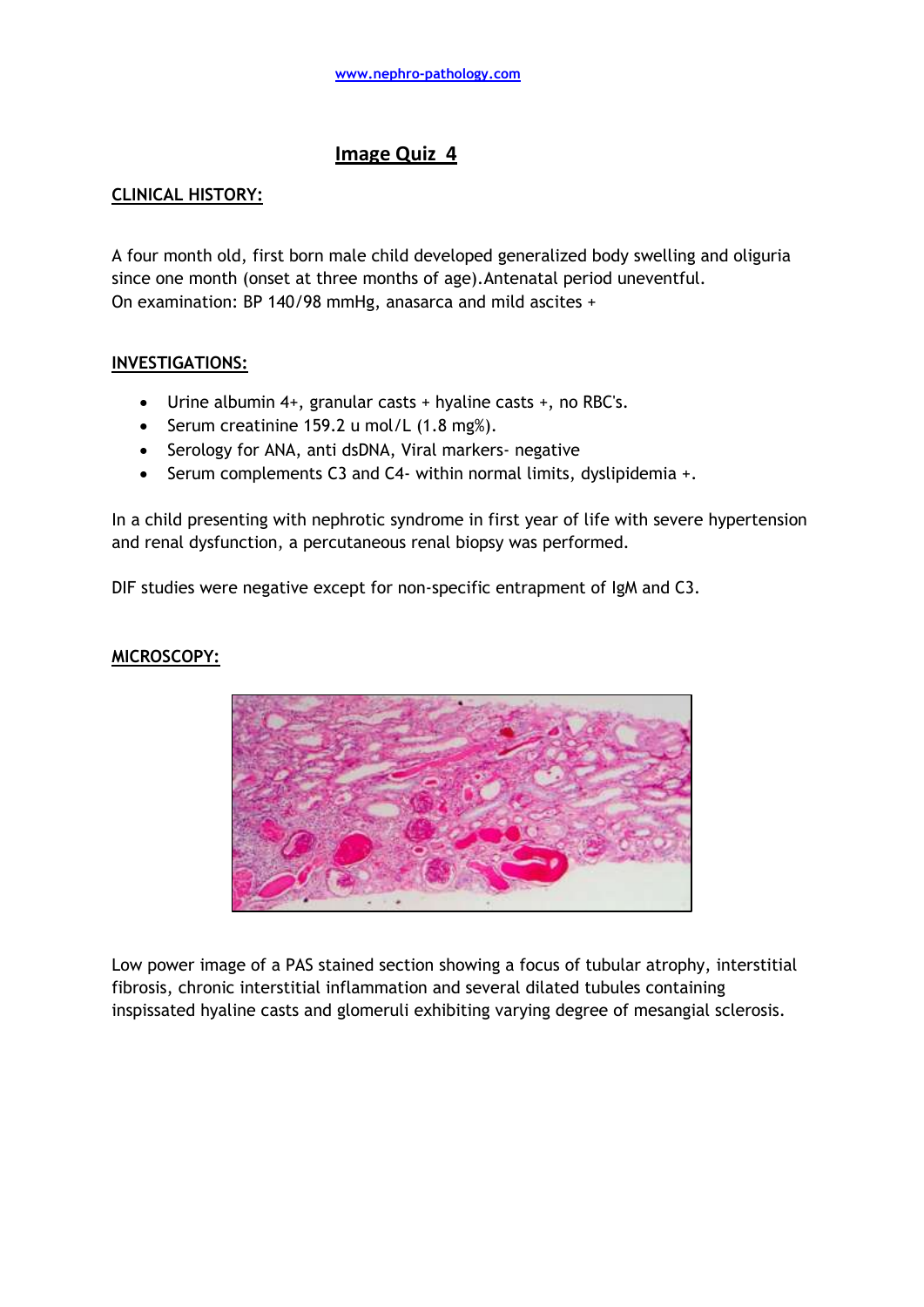www.nephro-pathology.com

# Image Quiz 4

## CLINICAL HISTORY:

A four month old, first born male child developed generalized body swelling and oliguria since one month (onset at three months of age). Antenatal period uneventful.
On examination: BP 140/98 mmHg, anasarca and mild ascites +

## INVESTIGATIONS:

- Urine albumin 4+, granular casts + hyaline casts +, no RBC's.
- Serum creatinine 159.2 u mol/L (1.8 mg%).
- Serology for ANA, anti dsDNA, Viral markers- negative
- Serum complements C3 and C4- within normal limits, dyslipidemia +.

In a child presenting with nephrotic syndrome in first year of life with severe hypertension and renal dysfunction, a percutaneous renal biopsy was performed.

DIF studies were negative except for non-specific entrapment of IgM and C3.

## MICROSCOPY:

Low power image of a PAS stained section showing a focus of tubular atrophy, interstitial fibrosis, chronic interstitial inflammation and several dilated tubules containing inspissated hyaline casts and glomeruli exhibiting varying degree of mesangial sclerosis.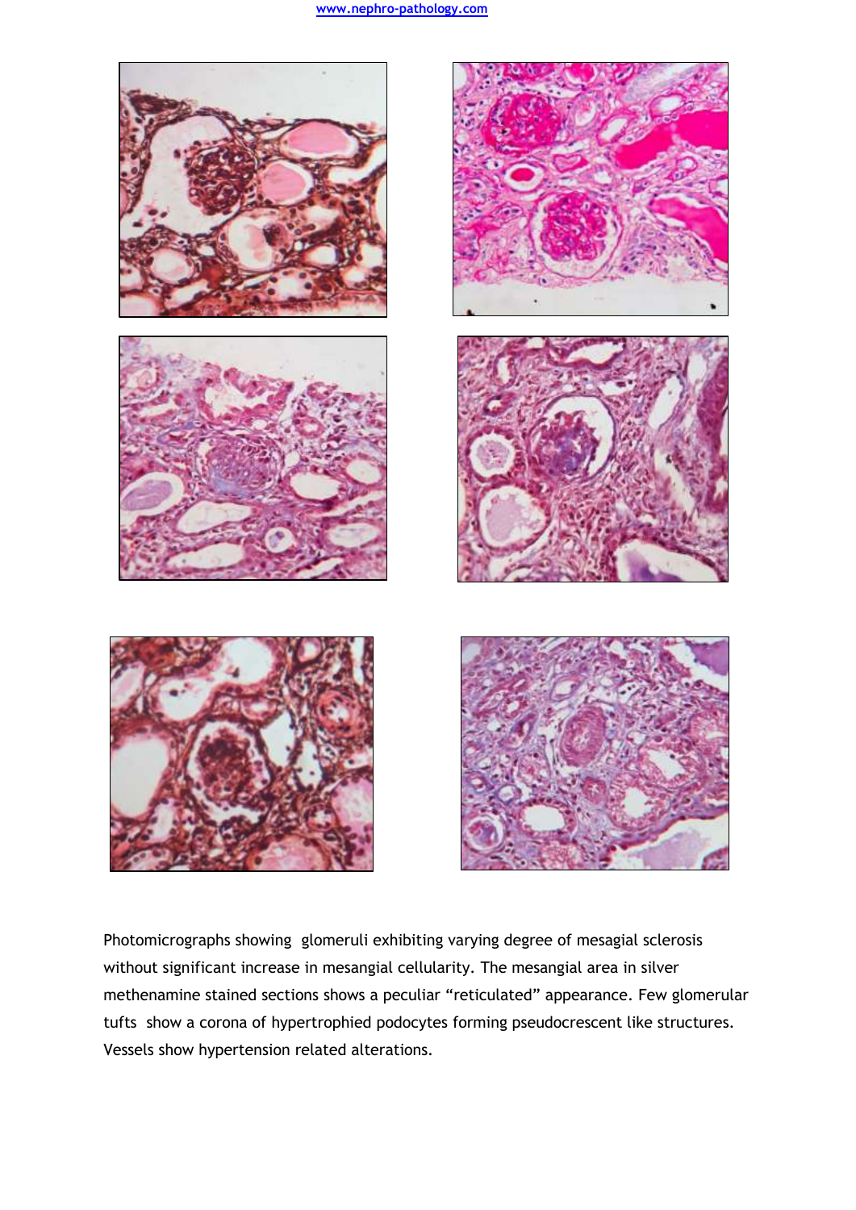Photomicrographs showing glomeruli exhibiting varying degree of mesagial sclerosis without significant increase in mesangial cellularity. The mesangial area in silver methenamine stained sections shows a peculiar "reticulated" appearance. Few glomerular tufts show a corona of hypertrophied podocytes forming pseudocrescent like structures. Vessels show hypertension related alterations.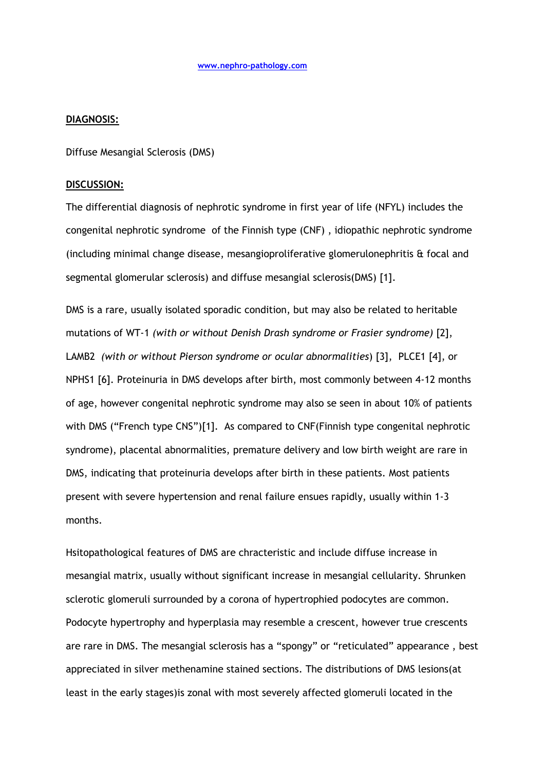www.nephro-pathology.com

**DIAGNOSIS:**

Diffuse Mesangial Sclerosis (DMS)

**DISCUSSION:**

The differential diagnosis of nephrotic syndrome in first year of life (NFYL) includes the congenital nephrotic syndrome of the Finnish type (CNF) , idiopathic nephrotic syndrome (including minimal change disease, mesangioproliferative glomerulonephritis & focal and segmental glomerular sclerosis) and diffuse mesangial sclerosis(DMS) [1].

DMS is a rare, usually isolated sporadic condition, but may also be related to heritable mutations of WT-1 *(with or without Denish Drash syndrome or Frasier syndrome)* [2], LAMB2 *(with or without Pierson syndrome or ocular abnormalities*) [3], PLCE1 [4], or NPHS1 [6]. Proteinuria in DMS develops after birth, most commonly between 4-12 months of age, however congenital nephrotic syndrome may also se seen in about 10% of patients with DMS ("French type CNS")[1]. As compared to CNF(Finnish type congenital nephrotic syndrome), placental abnormalities, premature delivery and low birth weight are rare in DMS, indicating that proteinuria develops after birth in these patients. Most patients present with severe hypertension and renal failure ensues rapidly, usually within 1-3 months.

Hsitopathological features of DMS are chracteristic and include diffuse increase in mesangial matrix, usually without significant increase in mesangial cellularity. Shrunken sclerotic glomeruli surrounded by a corona of hypertrophied podocytes are common. Podocyte hypertrophy and hyperplasia may resemble a crescent, however true crescents are rare in DMS. The mesangial sclerosis has a "spongy" or "reticulated" appearance , best appreciated in silver methenamine stained sections. The distributions of DMS lesions(at least in the early stages)is zonal with most severely affected glomeruli located in the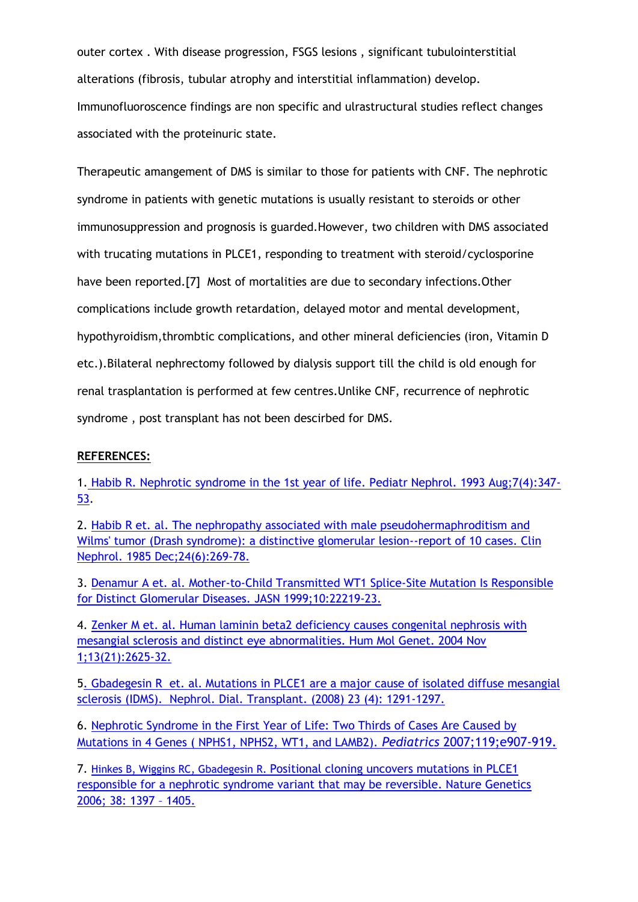outer cortex . With disease progression, FSGS lesions , significant tubulointerstitial alterations (fibrosis, tubular atrophy and interstitial inflammation) develop. Immunofluoroscence findings are non specific and ulrastructural studies reflect changes associated with the proteinuric state.

Therapeutic amangement of DMS is similar to those for patients with CNF. The nephrotic syndrome in patients with genetic mutations is usually resistant to steroids or other immunosuppression and prognosis is guarded.However, two children with DMS associated with trucating mutations in PLCE1, responding to treatment with steroid/cyclosporine have been reported.[7] Most of mortalities are due to secondary infections.Other complications include growth retardation, delayed motor and mental development, hypothyroidism,thrombtic complications, and other mineral deficiencies (iron, Vitamin D etc.).Bilateral nephrectomy followed by dialysis support till the child is old enough for renal trasplantation is performed at few centres.Unlike CNF, recurrence of nephrotic syndrome , post transplant has not been descirbed for DMS.

**REFERENCES:**

1. Habib R. Nephrotic syndrome in the 1st year of life. Pediatr Nephrol. 1993 Aug;7(4):347-53.

2. Habib R et. al. The nephropathy associated with male pseudohermaphroditism and Wilms' tumor (Drash syndrome): a distinctive glomerular lesion--report of 10 cases. Clin Nephrol. 1985 Dec;24(6):269-78.

3. Denamur A et. al. Mother-to-Child Transmitted WT1 Splice-Site Mutation Is Responsible for Distinct Glomerular Diseases. JASN 1999;10:22219-23.

4. Zenker M et. al. Human laminin beta2 deficiency causes congenital nephrosis with mesangial sclerosis and distinct eye abnormalities. Hum Mol Genet. 2004 Nov 1;13(21):2625-32.

5. Gbadegesin R et. al. Mutations in PLCE1 are a major cause of isolated diffuse mesangial sclerosis (IDMS). Nephrol. Dial. Transplant. (2008) 23 (4): 1291-1297.

6. Nephrotic Syndrome in the First Year of Life: Two Thirds of Cases Are Caused by Mutations in 4 Genes ( NPHS1, NPHS2, WT1, and LAMB2). *Pediatrics* 2007;119;e907-919.

7. Hinkes B, Wiggins RC, Gbadegesin R. Positional cloning uncovers mutations in PLCE1 responsible for a nephrotic syndrome variant that may be reversible. Nature Genetics 2006; 38: 1397 – 1405.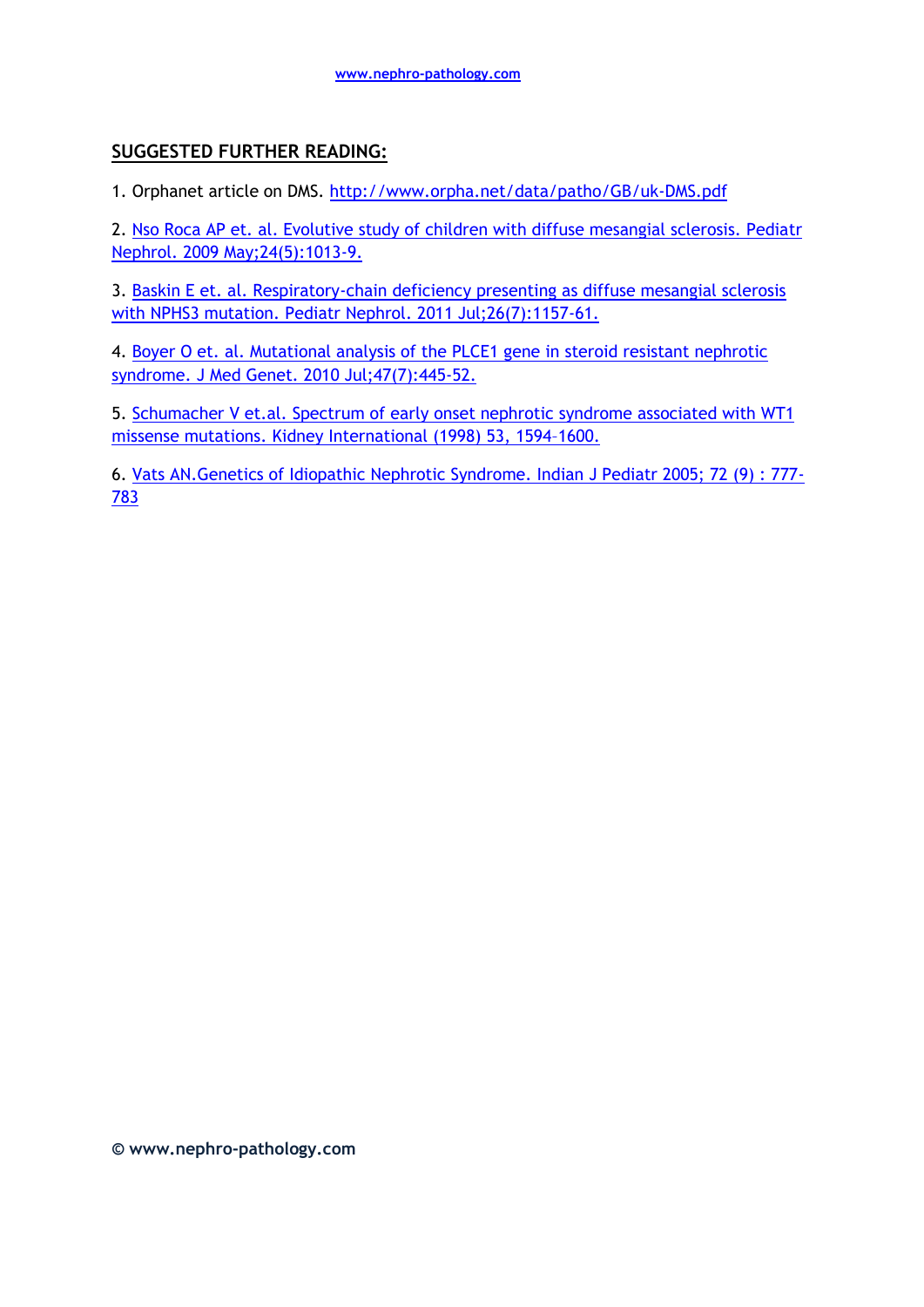## SUGGESTED FURTHER READING:

1. Orphanet article on DMS. http://www.orpha.net/data/patho/GB/uk-DMS.pdf

2. Nso Roca AP et. al. Evolutive study of children with diffuse mesangial sclerosis. Pediatr Nephrol. 2009 May;24(5):1013-9.

3. Baskin E et. al. Respiratory-chain deficiency presenting as diffuse mesangial sclerosis with NPHS3 mutation. Pediatr Nephrol. 2011 Jul;26(7):1157-61.

4. Boyer O et. al. Mutational analysis of the PLCE1 gene in steroid resistant nephrotic syndrome. J Med Genet. 2010 Jul;47(7):445-52.

5. Schumacher V et.al. Spectrum of early onset nephrotic syndrome associated with WT1 missense mutations. Kidney International (1998) 53, 1594–1600.

6. Vats AN.Genetics of Idiopathic Nephrotic Syndrome. Indian J Pediatr 2005; 72 (9) : 777-783